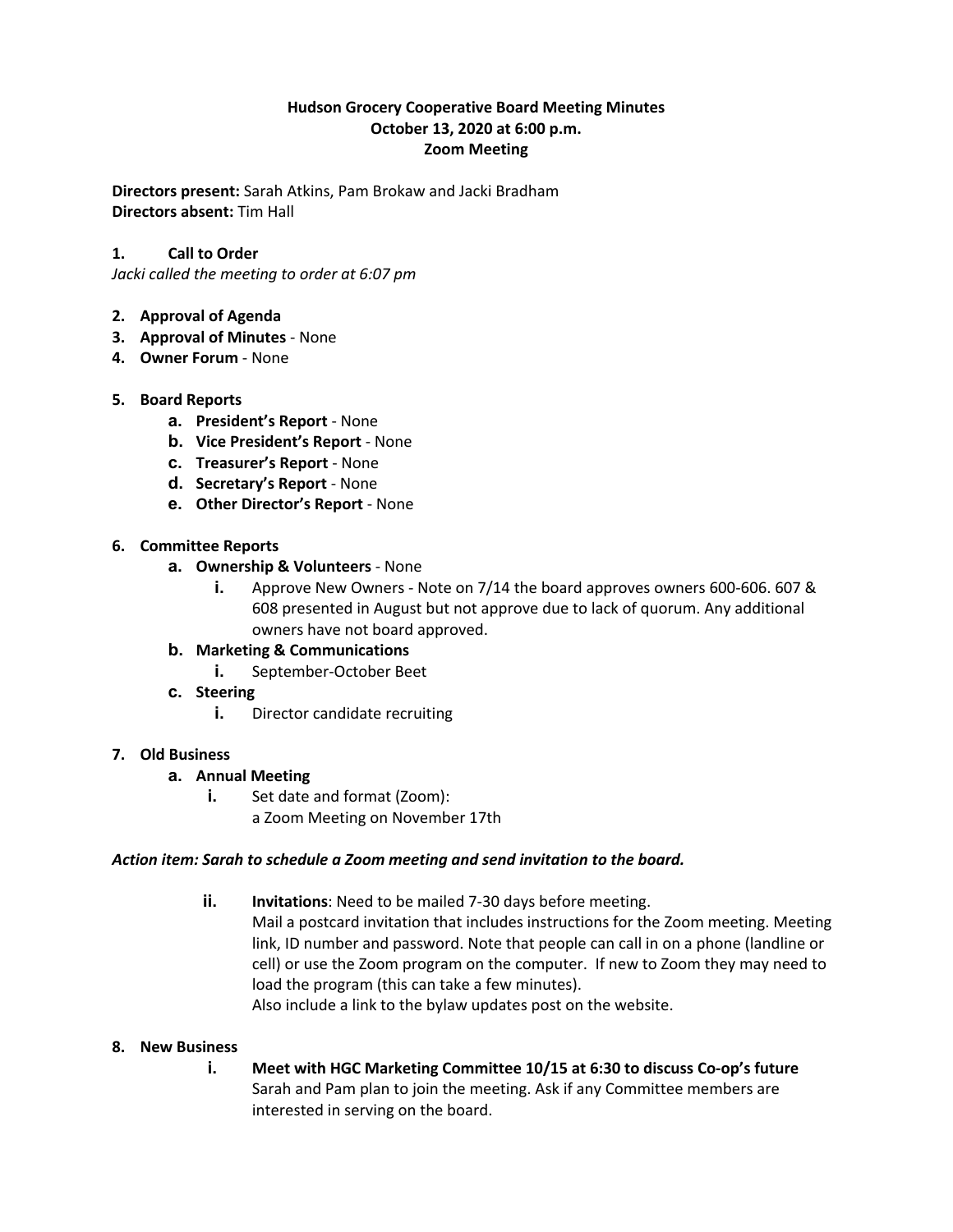**Hudson Grocery Cooperative Board Meeting Minutes**
**October 13, 2020 at 6:00 p.m.**
**Zoom Meeting**

**Directors present:** Sarah Atkins, Pam Brokaw and Jacki Bradham
**Directors absent:** Tim Hall

**1. Call to Order**
*Jacki called the meeting to order at 6:07 pm*

2. **Approval of Agenda**
3. **Approval of Minutes** - None
4. **Owner Forum** - None

5. **Board Reports**
   a. **President's Report** - None
   b. **Vice President's Report** - None
   c. **Treasurer's Report** - None
   d. **Secretary's Report** - None
   e. **Other Director's Report** - None

6. **Committee Reports**
   a. **Ownership & Volunteers** - None
      i. Approve New Owners - Note on 7/14 the board approves owners 600-606. 607 & 608 presented in August but not approve due to lack of quorum. Any additional owners have not board approved.
   b. **Marketing & Communications**
      i. September-October Beet
   c. **Steering**
      i. Director candidate recruiting

7. **Old Business**
   a. **Annual Meeting**
      i. Set date and format (Zoom):
      a Zoom Meeting on November 17th

***Action item: Sarah to schedule a Zoom meeting and send invitation to the board.***

      ii. **Invitations**: Need to be mailed 7-30 days before meeting.
      Mail a postcard invitation that includes instructions for the Zoom meeting. Meeting link, ID number and password. Note that people can call in on a phone (landline or cell) or use the Zoom program on the computer. If new to Zoom they may need to load the program (this can take a few minutes).
      Also include a link to the bylaw updates post on the website.

8. **New Business**
      i. **Meet with HGC Marketing Committee 10/15 at 6:30 to discuss Co-op's future**
      Sarah and Pam plan to join the meeting. Ask if any Committee members are interested in serving on the board.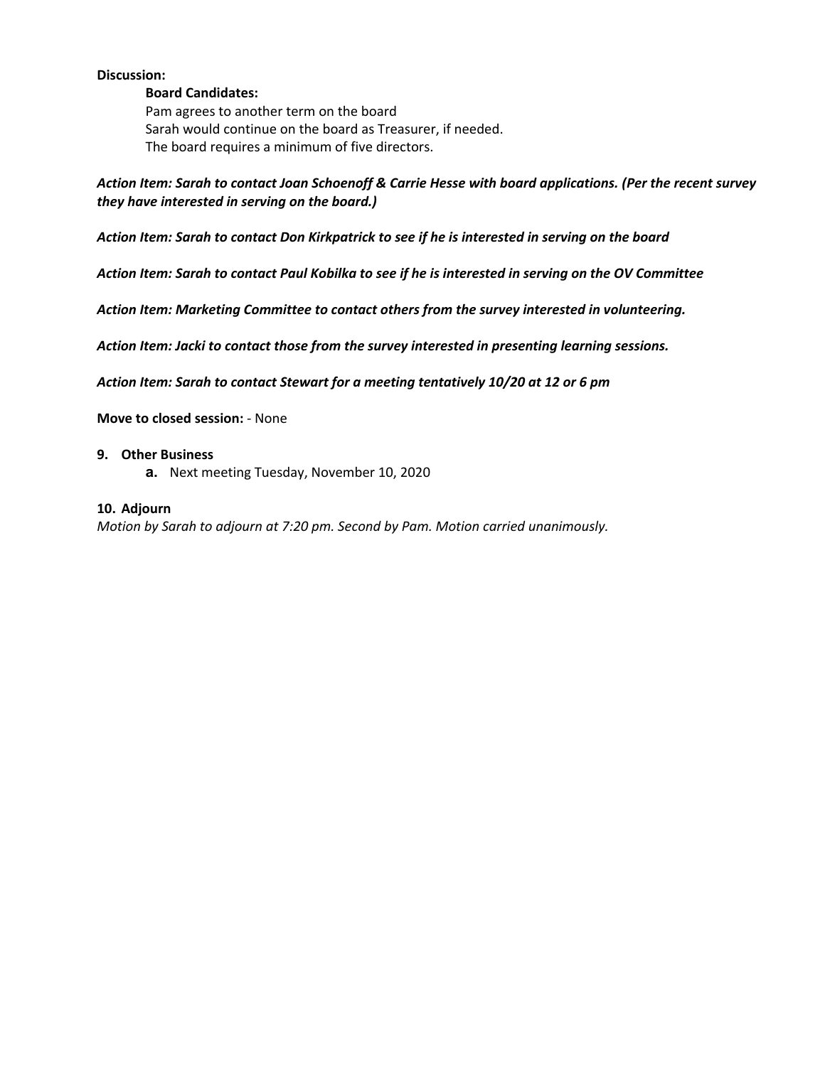**Discussion:**

**Board Candidates:**

Pam agrees to another term on the board
Sarah would continue on the board as Treasurer, if needed.
The board requires a minimum of five directors.

***Action Item: Sarah to contact Joan Schoenoff & Carrie Hesse with board applications. (Per the recent survey they have interested in serving on the board.)***

***Action Item: Sarah to contact Don Kirkpatrick to see if he is interested in serving on the board***

***Action Item: Sarah to contact Paul Kobilka to see if he is interested in serving on the OV Committee***

***Action Item: Marketing Committee to contact others from the survey interested in volunteering.***

***Action Item: Jacki to contact those from the survey interested in presenting learning sessions.***

***Action Item: Sarah to contact Stewart for a meeting tentatively 10/20 at 12 or 6 pm***

**Move to closed session:** - None

**9. Other Business**

**a.** Next meeting Tuesday, November 10, 2020

**10. Adjourn**

*Motion by Sarah to adjourn at 7:20 pm. Second by Pam. Motion carried unanimously.*